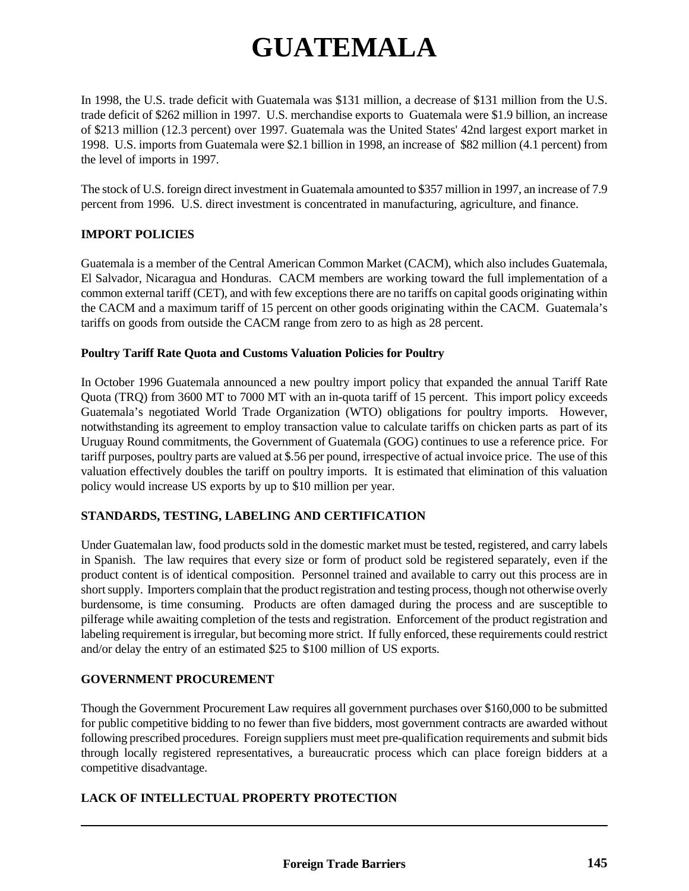# GUATEMALA

In 1998, the U.S. trade deficit with Guatemala was $131 million, a decrease of $131 million from the U.S. trade deficit of $262 million in 1997. U.S. merchandise exports to Guatemala were $1.9 billion, an increase of $213 million (12.3 percent) over 1997. Guatemala was the United States' 42nd largest export market in 1998. U.S. imports from Guatemala were $2.1 billion in 1998, an increase of $82 million (4.1 percent) from the level of imports in 1997.

The stock of U.S. foreign direct investment in Guatemala amounted to $357 million in 1997, an increase of 7.9 percent from 1996. U.S. direct investment is concentrated in manufacturing, agriculture, and finance.

## IMPORT POLICIES

Guatemala is a member of the Central American Common Market (CACM), which also includes Guatemala, El Salvador, Nicaragua and Honduras. CACM members are working toward the full implementation of a common external tariff (CET), and with few exceptions there are no tariffs on capital goods originating within the CACM and a maximum tariff of 15 percent on other goods originating within the CACM. Guatemala's tariffs on goods from outside the CACM range from zero to as high as 28 percent.

### Poultry Tariff Rate Quota and Customs Valuation Policies for Poultry

In October 1996 Guatemala announced a new poultry import policy that expanded the annual Tariff Rate Quota (TRQ) from 3600 MT to 7000 MT with an in-quota tariff of 15 percent. This import policy exceeds Guatemala's negotiated World Trade Organization (WTO) obligations for poultry imports. However, notwithstanding its agreement to employ transaction value to calculate tariffs on chicken parts as part of its Uruguay Round commitments, the Government of Guatemala (GOG) continues to use a reference price. For tariff purposes, poultry parts are valued at $.56 per pound, irrespective of actual invoice price. The use of this valuation effectively doubles the tariff on poultry imports. It is estimated that elimination of this valuation policy would increase US exports by up to $10 million per year.

## STANDARDS, TESTING, LABELING AND CERTIFICATION

Under Guatemalan law, food products sold in the domestic market must be tested, registered, and carry labels in Spanish. The law requires that every size or form of product sold be registered separately, even if the product content is of identical composition. Personnel trained and available to carry out this process are in short supply. Importers complain that the product registration and testing process, though not otherwise overly burdensome, is time consuming. Products are often damaged during the process and are susceptible to pilferage while awaiting completion of the tests and registration. Enforcement of the product registration and labeling requirement is irregular, but becoming more strict. If fully enforced, these requirements could restrict and/or delay the entry of an estimated $25 to $100 million of US exports.

## GOVERNMENT PROCUREMENT

Though the Government Procurement Law requires all government purchases over $160,000 to be submitted for public competitive bidding to no fewer than five bidders, most government contracts are awarded without following prescribed procedures. Foreign suppliers must meet pre-qualification requirements and submit bids through locally registered representatives, a bureaucratic process which can place foreign bidders at a competitive disadvantage.

## LACK OF INTELLECTUAL PROPERTY PROTECTION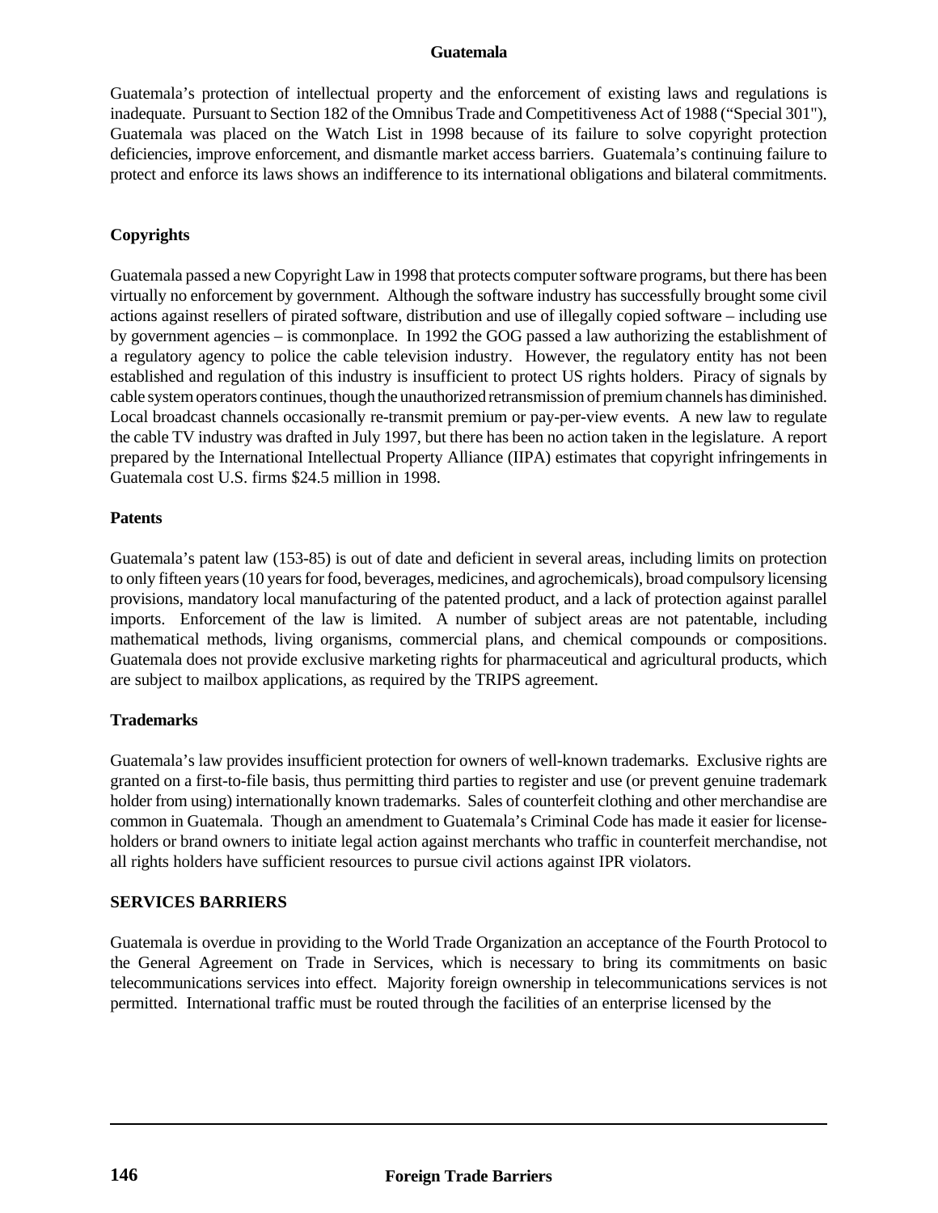Guatemala's protection of intellectual property and the enforcement of existing laws and regulations is inadequate. Pursuant to Section 182 of the Omnibus Trade and Competitiveness Act of 1988 ("Special 301"), Guatemala was placed on the Watch List in 1998 because of its failure to solve copyright protection deficiencies, improve enforcement, and dismantle market access barriers. Guatemala's continuing failure to protect and enforce its laws shows an indifference to its international obligations and bilateral commitments.

### Copyrights

Guatemala passed a new Copyright Law in 1998 that protects computer software programs, but there has been virtually no enforcement by government. Although the software industry has successfully brought some civil actions against resellers of pirated software, distribution and use of illegally copied software – including use by government agencies – is commonplace. In 1992 the GOG passed a law authorizing the establishment of a regulatory agency to police the cable television industry. However, the regulatory entity has not been established and regulation of this industry is insufficient to protect US rights holders. Piracy of signals by cable system operators continues, though the unauthorized retransmission of premium channels has diminished. Local broadcast channels occasionally re-transmit premium or pay-per-view events. A new law to regulate the cable TV industry was drafted in July 1997, but there has been no action taken in the legislature. A report prepared by the International Intellectual Property Alliance (IIPA) estimates that copyright infringements in Guatemala cost U.S. firms $24.5 million in 1998.

### Patents

Guatemala's patent law (153-85) is out of date and deficient in several areas, including limits on protection to only fifteen years (10 years for food, beverages, medicines, and agrochemicals), broad compulsory licensing provisions, mandatory local manufacturing of the patented product, and a lack of protection against parallel imports. Enforcement of the law is limited. A number of subject areas are not patentable, including mathematical methods, living organisms, commercial plans, and chemical compounds or compositions. Guatemala does not provide exclusive marketing rights for pharmaceutical and agricultural products, which are subject to mailbox applications, as required by the TRIPS agreement.

### Trademarks

Guatemala's law provides insufficient protection for owners of well-known trademarks. Exclusive rights are granted on a first-to-file basis, thus permitting third parties to register and use (or prevent genuine trademark holder from using) internationally known trademarks. Sales of counterfeit clothing and other merchandise are common in Guatemala. Though an amendment to Guatemala's Criminal Code has made it easier for license-holders or brand owners to initiate legal action against merchants who traffic in counterfeit merchandise, not all rights holders have sufficient resources to pursue civil actions against IPR violators.

## SERVICES BARRIERS

Guatemala is overdue in providing to the World Trade Organization an acceptance of the Fourth Protocol to the General Agreement on Trade in Services, which is necessary to bring its commitments on basic telecommunications services into effect. Majority foreign ownership in telecommunications services is not permitted. International traffic must be routed through the facilities of an enterprise licensed by the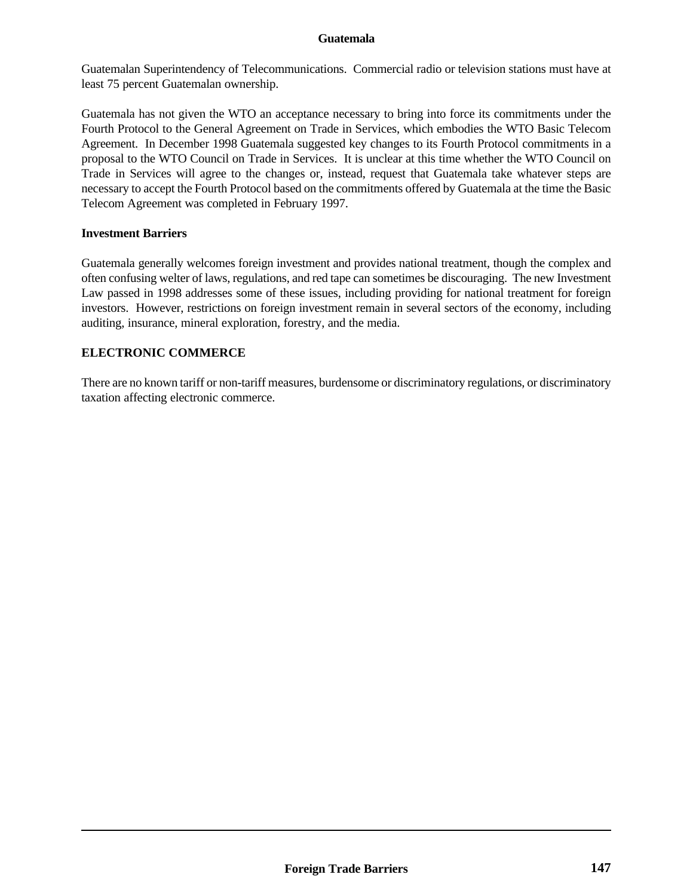Guatemalan Superintendency of Telecommunications. Commercial radio or television stations must have at least 75 percent Guatemalan ownership.

Guatemala has not given the WTO an acceptance necessary to bring into force its commitments under the Fourth Protocol to the General Agreement on Trade in Services, which embodies the WTO Basic Telecom Agreement. In December 1998 Guatemala suggested key changes to its Fourth Protocol commitments in a proposal to the WTO Council on Trade in Services. It is unclear at this time whether the WTO Council on Trade in Services will agree to the changes or, instead, request that Guatemala take whatever steps are necessary to accept the Fourth Protocol based on the commitments offered by Guatemala at the time the Basic Telecom Agreement was completed in February 1997.

### Investment Barriers

Guatemala generally welcomes foreign investment and provides national treatment, though the complex and often confusing welter of laws, regulations, and red tape can sometimes be discouraging. The new Investment Law passed in 1998 addresses some of these issues, including providing for national treatment for foreign investors. However, restrictions on foreign investment remain in several sectors of the economy, including auditing, insurance, mineral exploration, forestry, and the media.

## ELECTRONIC COMMERCE

There are no known tariff or non-tariff measures, burdensome or discriminatory regulations, or discriminatory taxation affecting electronic commerce.